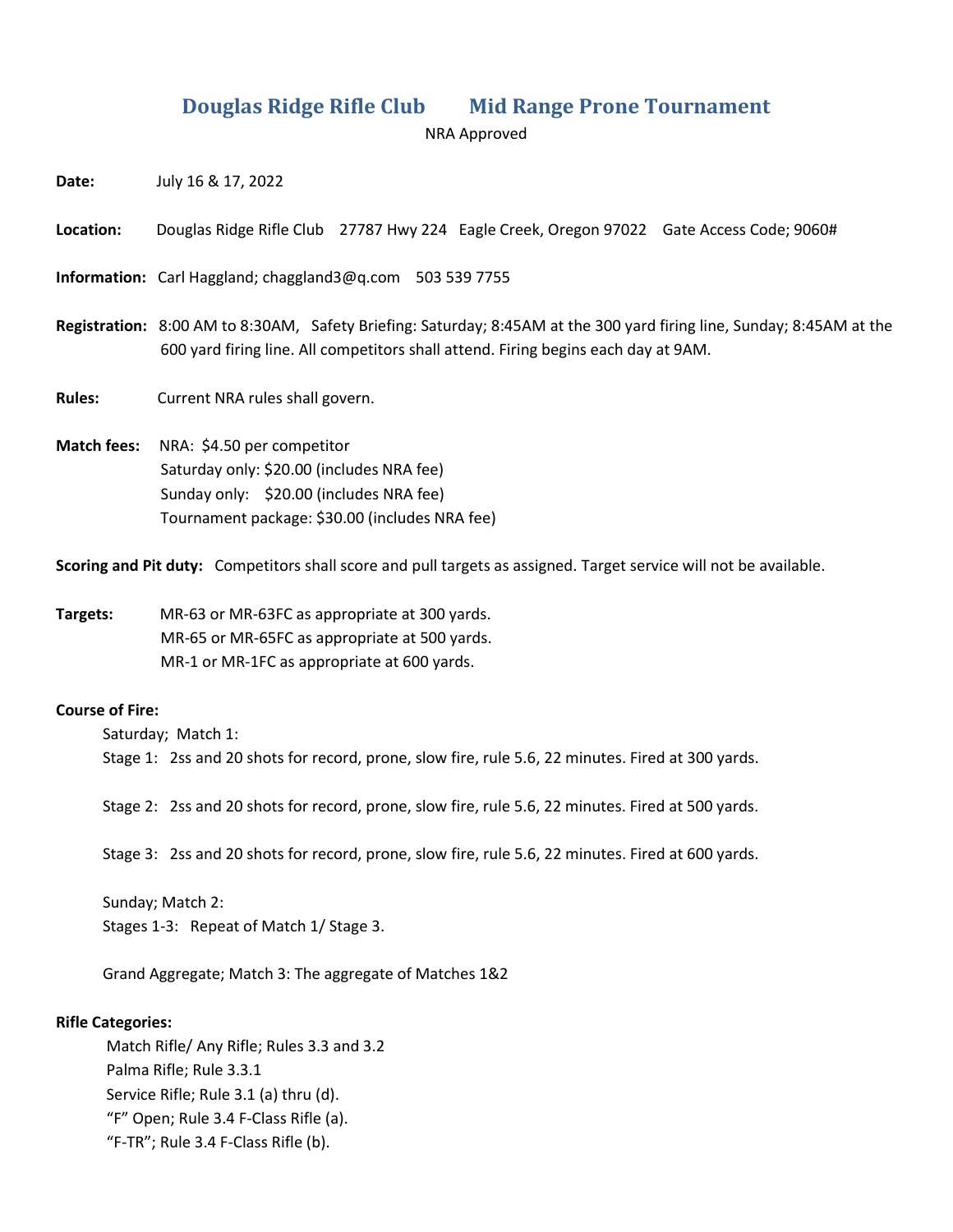# Douglas Ridge Rifle Club Mid Range Prone Tournament

NRA Approved

**Date:** July 16 & 17, 2022

**Location:** Douglas Ridge Rifle Club 27787 Hwy 224 Eagle Creek, Oregon 97022 Gate Access Code; 9060#

**Information:** Carl Haggland; chaggland3@q.com 503 539 7755

**Registration:** 8:00 AM to 8:30AM, Safety Briefing: Saturday; 8:45AM at the 300 yard firing line, Sunday; 8:45AM at the 600 yard firing line. All competitors shall attend. Firing begins each day at 9AM.

**Rules:** Current NRA rules shall govern.

**Match fees:** NRA: $4.50 per competitor
Saturday only: $20.00 (includes NRA fee)
Sunday only: $20.00 (includes NRA fee)
Tournament package: $30.00 (includes NRA fee)

**Scoring and Pit duty:** Competitors shall score and pull targets as assigned. Target service will not be available.

**Targets:** MR-63 or MR-63FC as appropriate at 300 yards.
MR-65 or MR-65FC as appropriate at 500 yards.
MR-1 or MR-1FC as appropriate at 600 yards.

**Course of Fire:**

Saturday; Match 1:

Stage 1: 2ss and 20 shots for record, prone, slow fire, rule 5.6, 22 minutes. Fired at 300 yards.

Stage 2: 2ss and 20 shots for record, prone, slow fire, rule 5.6, 22 minutes. Fired at 500 yards.

Stage 3: 2ss and 20 shots for record, prone, slow fire, rule 5.6, 22 minutes. Fired at 600 yards.

Sunday; Match 2:
Stages 1-3: Repeat of Match 1/ Stage 3.

Grand Aggregate; Match 3: The aggregate of Matches 1&2

**Rifle Categories:**

Match Rifle/ Any Rifle; Rules 3.3 and 3.2
Palma Rifle; Rule 3.3.1
Service Rifle; Rule 3.1 (a) thru (d).
"F" Open; Rule 3.4 F-Class Rifle (a).
"F-TR"; Rule 3.4 F-Class Rifle (b).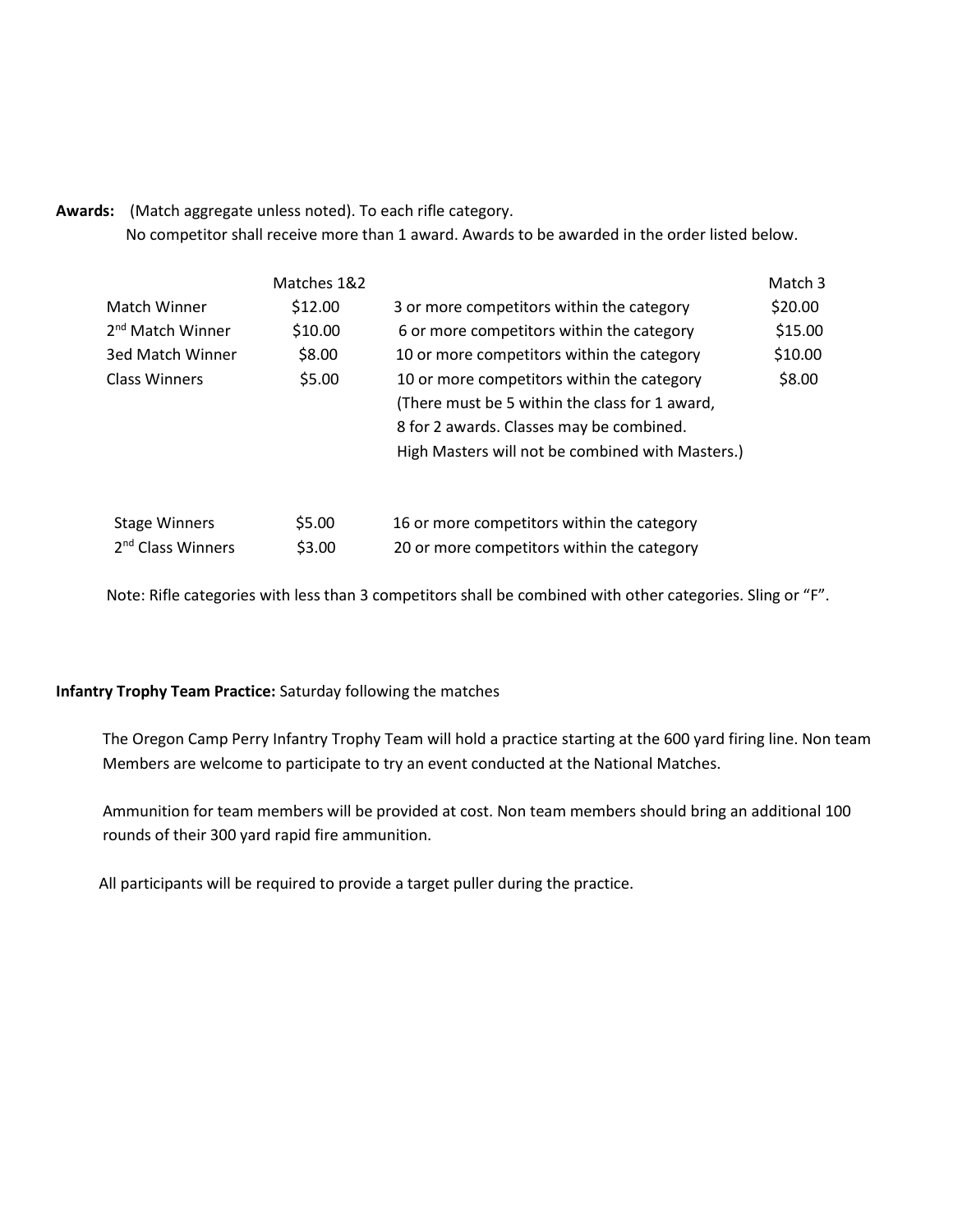**Awards:** (Match aggregate unless noted). To each rifle category.
No competitor shall receive more than 1 award. Awards to be awarded in the order listed below.

| | Matches 1&2 | | Match 3 |
|---|---|---|---|
| Match Winner | $12.00 | 3 or more competitors within the category | $20.00 |
| 2nd Match Winner | $10.00 | 6 or more competitors within the category | $15.00 |
| 3ed Match Winner | $8.00 | 10 or more competitors within the category | $10.00 |
| Class Winners | $5.00 | 10 or more competitors within the category (There must be 5 within the class for 1 award, 8 for 2 awards. Classes may be combined. High Masters will not be combined with Masters.) | $8.00 |
| Stage Winners | $5.00 | 16 or more competitors within the category | |
| 2nd Class Winners | $3.00 | 20 or more competitors within the category | |

Note: Rifle categories with less than 3 competitors shall be combined with other categories. Sling or "F".

**Infantry Trophy Team Practice:** Saturday following the matches

The Oregon Camp Perry Infantry Trophy Team will hold a practice starting at the 600 yard firing line. Non team Members are welcome to participate to try an event conducted at the National Matches.

Ammunition for team members will be provided at cost. Non team members should bring an additional 100 rounds of their 300 yard rapid fire ammunition.

All participants will be required to provide a target puller during the practice.